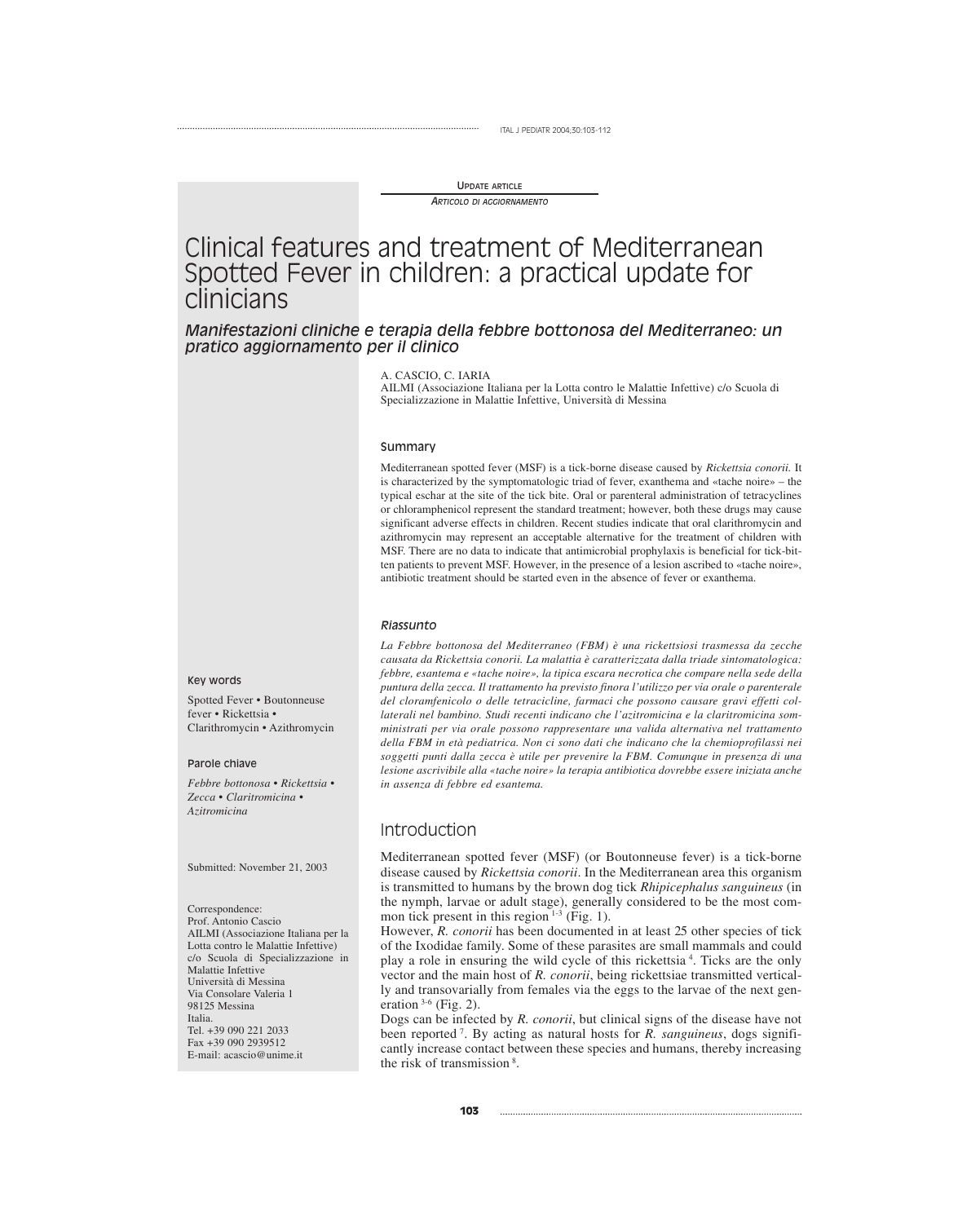Update article

*Articolo di aggiornamento*

# Clinical features and treatment of Mediterranean Spotted Fever in children: a practical update for clinicians

## *Manifestazioni cliniche e terapia della febbre bottonosa del Mediterraneo: un pratico aggiornamento per il clinico*

A. CASCIO, C. IARIA

AILMI (Associazione Italiana per la Lotta contro le Malattie Infettive) c/o Scuola di Specializzazione in Malattie Infettive, Università di Messina

### Summary

Mediterranean spotted fever (MSF) is a tick-borne disease caused by *Rickettsia conorii.* It is characterized by the symptomatologic triad of fever, exanthema and «tache noire» – the typical eschar at the site of the tick bite. Oral or parenteral administration of tetracyclines or chloramphenicol represent the standard treatment; however, both these drugs may cause significant adverse effects in children. Recent studies indicate that oral clarithromycin and azithromycin may represent an acceptable alternative for the treatment of children with MSF. There are no data to indicate that antimicrobial prophylaxis is beneficial for tick-bitten patients to prevent MSF. However, in the presence of a lesion ascribed to «tache noire», antibiotic treatment should be started even in the absence of fever or exanthema.

### *Riassunto*

*La Febbre bottonosa del Mediterraneo (FBM) è una rickettsiosi trasmessa da zecche causata da Rickettsia conorii. La malattia è caratterizzata dalla triade sintomatologica: febbre, esantema e «tache noire», la tipica escara necrotica che compare nella sede della puntura della zecca. Il trattamento ha previsto finora l'utilizzo per via orale o parenterale del cloramfenicolo o delle tetracicline, farmaci che possono causare gravi effetti collaterali nel bambino. Studi recenti indicano che l'azitromicina e la claritromicina somministrati per via orale possono rappresentare una valida alternativa nel trattamento della FBM in età pediatrica. Non ci sono dati che indicano che la chemioprofilassi nei soggetti punti dalla zecca è utile per prevenire la FBM. Comunque in presenza di una lesione ascrivibile alla «tache noire» la terapia antibiotica dovrebbe essere iniziata anche in assenza di febbre ed esantema.*

#### Key words

Spotted Fever • Boutonneuse fever • Rickettsia • Clarithromycin • Azithromycin

#### Parole chiave

*Febbre bottonosa • Rickettsia • Zecca • Claritromicina • Azitromicina*

Submitted: November 21, 2003

Correspondence:
Prof. Antonio Cascio
AILMI (Associazione Italiana per la Lotta contro le Malattie Infettive)
c/o Scuola di Specializzazione in Malattie Infettive
Università di Messina
Via Consolare Valeria 1
98125 Messina
Italia.
Tel. +39 090 221 2033
Fax +39 090 2939512
E-mail: acascio@unime.it

## Introduction

Mediterranean spotted fever (MSF) (or Boutonneuse fever) is a tick-borne disease caused by *Rickettsia conorii*. In the Mediterranean area this organism is transmitted to humans by the brown dog tick *Rhipicephalus sanguineus* (in the nymph, larvae or adult stage), generally considered to be the most common tick present in this region [1-3] (Fig. 1).

However, *R. conorii* has been documented in at least 25 other species of tick of the Ixodidae family. Some of these parasites are small mammals and could play a role in ensuring the wild cycle of this rickettsia [4]. Ticks are the only vector and the main host of *R. conorii*, being rickettsiae transmitted vertically and transovarially from females via the eggs to the larvae of the next generation [3-6] (Fig. 2).

Dogs can be infected by *R. conorii*, but clinical signs of the disease have not been reported [7]. By acting as natural hosts for *R. sanguineus*, dogs significantly increase contact between these species and humans, thereby increasing the risk of transmission [8].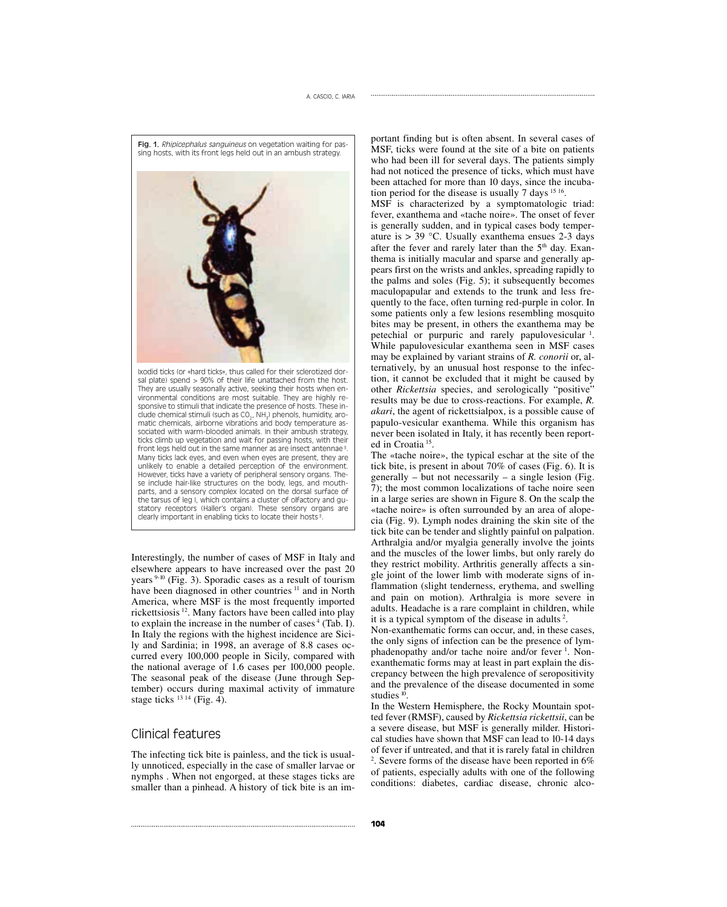Fig. 1. *Rhipicephalus sanguineus* on vegetation waiting for passing hosts, with its front legs held out in an ambush strategy.

Ixodid ticks (or «hard ticks», thus called for their sclerotized dorsal plate) spend > 90% of their life unattached from the host. They are usually seasonally active, seeking their hosts when environmental conditions are most suitable. They are highly responsive to stimuli that indicate the presence of hosts. These include chemical stimuli (such as $CO_2$, $NH_3$) phenols, humidity, aromatic chemicals, airborne vibrations and body temperature associated with warm-blooded animals. In their ambush strategy, ticks climb up vegetation and wait for passing hosts, with their front legs held out in the same manner as are insect antennae [3]. Many ticks lack eyes, and even when eyes are present, they are unlikely to enable a detailed perception of the environment. However, ticks have a variety of peripheral sensory organs. These include hair-like structures on the body, legs, and mouthparts, and a sensory complex located on the dorsal surface of the tarsus of leg I, which contains a cluster of olfactory and gustatory receptors (Haller's organ). These sensory organs are clearly important in enabling ticks to locate their hosts [3].

Interestingly, the number of cases of MSF in Italy and elsewhere appears to have increased over the past 20 years [9-10] (Fig. 3). Sporadic cases as a result of tourism have been diagnosed in other countries [11] and in North America, where MSF is the most frequently imported rickettsiosis [12]. Many factors have been called into play to explain the increase in the number of cases [4] (Tab. I). In Italy the regions with the highest incidence are Sicily and Sardinia; in 1998, an average of 8.8 cases occurred every 100,000 people in Sicily, compared with the national average of 1.6 cases per 100,000 people. The seasonal peak of the disease (June through September) occurs during maximal activity of immature stage ticks [13 14] (Fig. 4).

## Clinical features

The infecting tick bite is painless, and the tick is usually unnoticed, especially in the case of smaller larvae or nymphs . When not engorged, at these stages ticks are smaller than a pinhead. A history of tick bite is an important finding but is often absent. In several cases of MSF, ticks were found at the site of a bite on patients who had been ill for several days. The patients simply had not noticed the presence of ticks, which must have been attached for more than 10 days, since the incubation period for the disease is usually 7 days [15 16].

MSF is characterized by a symptomatologic triad: fever, exanthema and «tache noire». The onset of fever is generally sudden, and in typical cases body temperature is > 39 °C. Usually exanthema ensues 2-3 days after the fever and rarely later than the 5th day. Exanthema is initially macular and sparse and generally appears first on the wrists and ankles, spreading rapidly to the palms and soles (Fig. 5); it subsequently becomes maculopapular and extends to the trunk and less frequently to the face, often turning red-purple in color. In some patients only a few lesions resembling mosquito bites may be present, in others the exanthema may be petechial or purpuric and rarely papulovesicular [1]. While papulovesicular exanthema seen in MSF cases may be explained by variant strains of *R. conorii* or, alternatively, by an unusual host response to the infection, it cannot be excluded that it might be caused by other *Rickettsia* species, and serologically "positive" results may be due to cross-reactions. For example, *R. akari*, the agent of rickettsialpox, is a possible cause of papulo-vesicular exanthema. While this organism has never been isolated in Italy, it has recently been reported in Croatia [15].

The «tache noire», the typical eschar at the site of the tick bite, is present in about 70% of cases (Fig. 6). It is generally – but not necessarily – a single lesion (Fig. 7); the most common localizations of tache noire seen in a large series are shown in Figure 8. On the scalp the «tache noire» is often surrounded by an area of alopecia (Fig. 9). Lymph nodes draining the skin site of the tick bite can be tender and slightly painful on palpation. Arthralgia and/or myalgia generally involve the joints and the muscles of the lower limbs, but only rarely do they restrict mobility. Arthritis generally affects a single joint of the lower limb with moderate signs of inflammation (slight tenderness, erythema, and swelling and pain on motion). Arthralgia is more severe in adults. Headache is a rare complaint in children, while it is a typical symptom of the disease in adults [2].

Non-exanthematic forms can occur, and, in these cases, the only signs of infection can be the presence of lymphadenopathy and/or tache noire and/or fever [1]. Non-exanthematic forms may at least in part explain the discrepancy between the high prevalence of seropositivity and the prevalence of the disease documented in some studies [10].

In the Western Hemisphere, the Rocky Mountain spotted fever (RMSF), caused by *Rickettsia rickettsii*, can be a severe disease, but MSF is generally milder. Historical studies have shown that MSF can lead to 10-14 days of fever if untreated, and that it is rarely fatal in children [2]. Severe forms of the disease have been reported in 6% of patients, especially adults with one of the following conditions: diabetes, cardiac disease, chronic alco-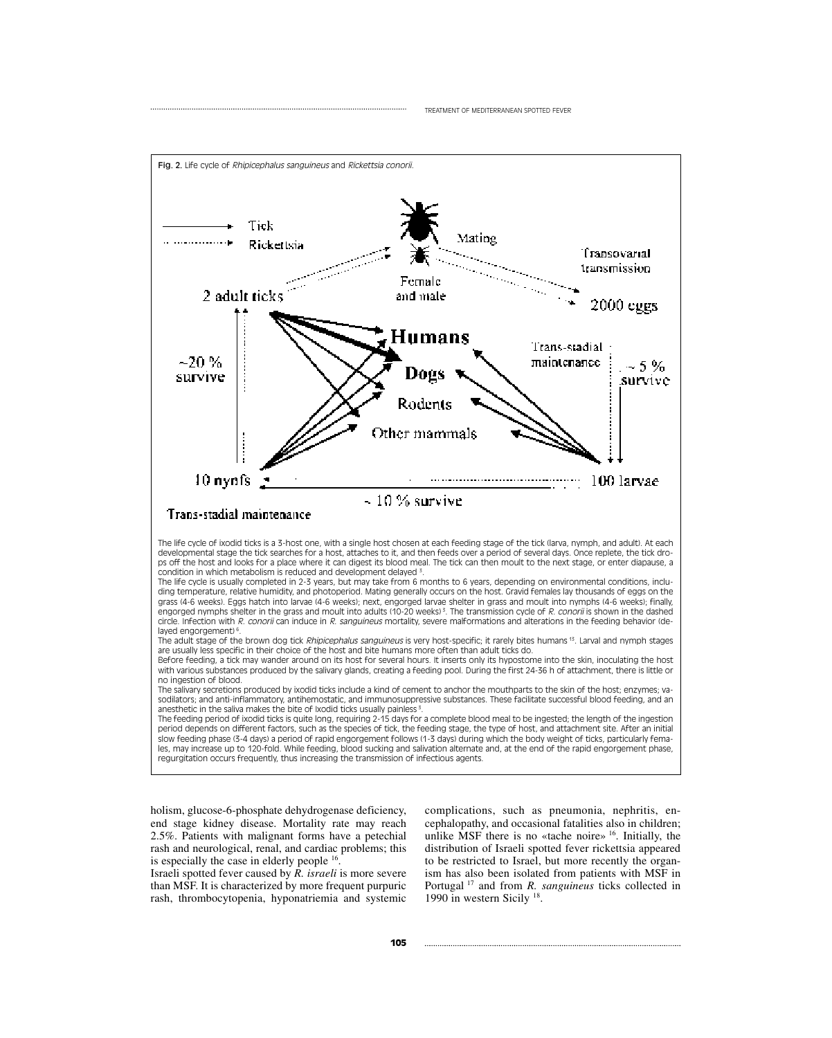Fig. 2. Life cycle of *Rhipicephalus sanguineus* and *Rickettsia conorii.*

The life cycle of ixodid ticks is a 3-host one, with a single host chosen at each feeding stage of the tick (larva, nymph, and adult). At each developmental stage the tick searches for a host, attaches to it, and then feeds over a period of several days. Once replete, the tick drops off the host and looks for a place where it can digest its blood meal. The tick can then moult to the next stage, or enter diapause, a condition in which metabolism is reduced and development delayed [5].

The life cycle is usually completed in 2-3 years, but may take from 6 months to 6 years, depending on environmental conditions, including temperature, relative humidity, and photoperiod. Mating generally occurs on the host. Gravid females lay thousands of eggs on the grass (4-6 weeks). Eggs hatch into larvae (4-6 weeks); next, engorged larvae shelter in grass and moult into nymphs (4-6 weeks); finally, engorged nymphs shelter in the grass and moult into adults (10-20 weeks) [5]. The transmission cycle of *R. conorii* is shown in the dashed circle. Infection with *R. conorii* can induce in *R. sanguineus* mortality, severe malformations and alterations in the feeding behavior (delayed engorgement) [6].

The adult stage of the brown dog tick *Rhipicephalus sanguineus* is very host-specific; it rarely bites humans [13]. Larval and nymph stages are usually less specific in their choice of the host and bite humans more often than adult ticks do.

Before feeding, a tick may wander around on its host for several hours. It inserts only its hypostome into the skin, inoculating the host with various substances produced by the salivary glands, creating a feeding pool. During the first 24-36 h of attachment, there is little or no ingestion of blood.

The salivary secretions produced by ixodid ticks include a kind of cement to anchor the mouthparts to the skin of the host; enzymes; vasodilators; and anti-inflammatory, antihemostatic, and immunosuppressive substances. These facilitate successful blood feeding, and an anesthetic in the saliva makes the bite of ixodid ticks usually painless [5].

The feeding period of ixodid ticks is quite long, requiring 2-15 days for a complete blood meal to be ingested; the length of the ingestion period depends on different factors, such as the species of tick, the feeding stage, the type of host, and attachment site. After an initial slow feeding phase (3-4 days) a period of rapid engorgement follows (1-3 days) during which the body weight of ticks, particularly females, may increase up to 120-fold. While feeding, blood sucking and salivation alternate and, at the end of the rapid engorgement phase, regurgitation occurs frequently, thus increasing the transmission of infectious agents.

holism, glucose-6-phosphate dehydrogenase deficiency, end stage kidney disease. Mortality rate may reach 2.5%. Patients with malignant forms have a petechial rash and neurological, renal, and cardiac problems; this is especially the case in elderly people [16].

Israeli spotted fever caused by *R. israeli* is more severe than MSF. It is characterized by more frequent purpuric rash, thrombocytopenia, hyponatriemia and systemic complications, such as pneumonia, nephritis, encephalopathy, and occasional fatalities also in children; unlike MSF there is no «tache noire» [16]. Initially, the distribution of Israeli spotted fever rickettsia appeared to be restricted to Israel, but more recently the organism has also been isolated from patients with MSF in Portugal [17] and from *R. sanguineus* ticks collected in 1990 in western Sicily [18].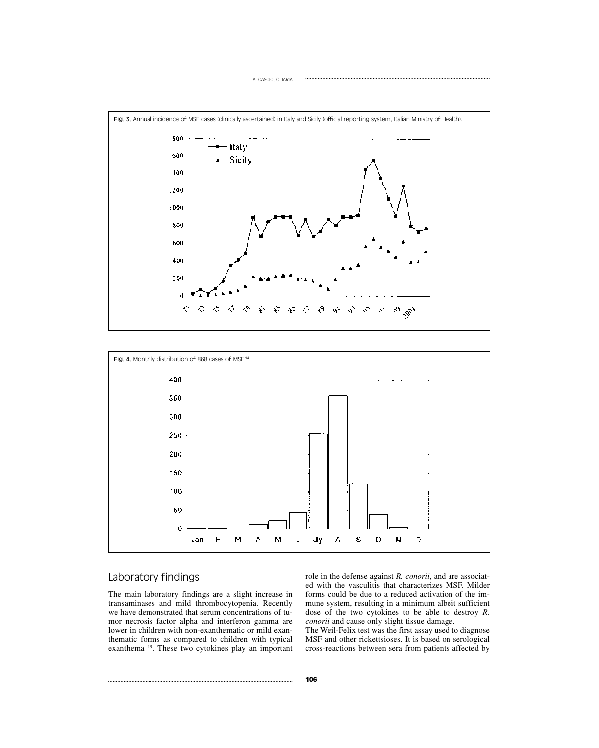**Fig. 3.** Annual incidence of MSF cases (clinically ascertained) in Italy and Sicily (official reporting system, Italian Ministry of Health).

**Fig. 4.** Monthly distribution of 868 cases of MSF [14].

## Laboratory findings

The main laboratory findings are a slight increase in transaminases and mild thrombocytopenia. Recently we have demonstrated that serum concentrations of tumor necrosis factor alpha and interferon gamma are lower in children with non-exanthematic or mild exanthematic forms as compared to children with typical exanthema [19]. These two cytokines play an important role in the defense against *R. conorii*, and are associated with the vasculitis that characterizes MSF. Milder forms could be due to a reduced activation of the immune system, resulting in a minimum albeit sufficient dose of the two cytokines to be able to destroy *R. conorii* and cause only slight tissue damage.

The Weil-Felix test was the first assay used to diagnose MSF and other rickettsioses. It is based on serological cross-reactions between sera from patients affected by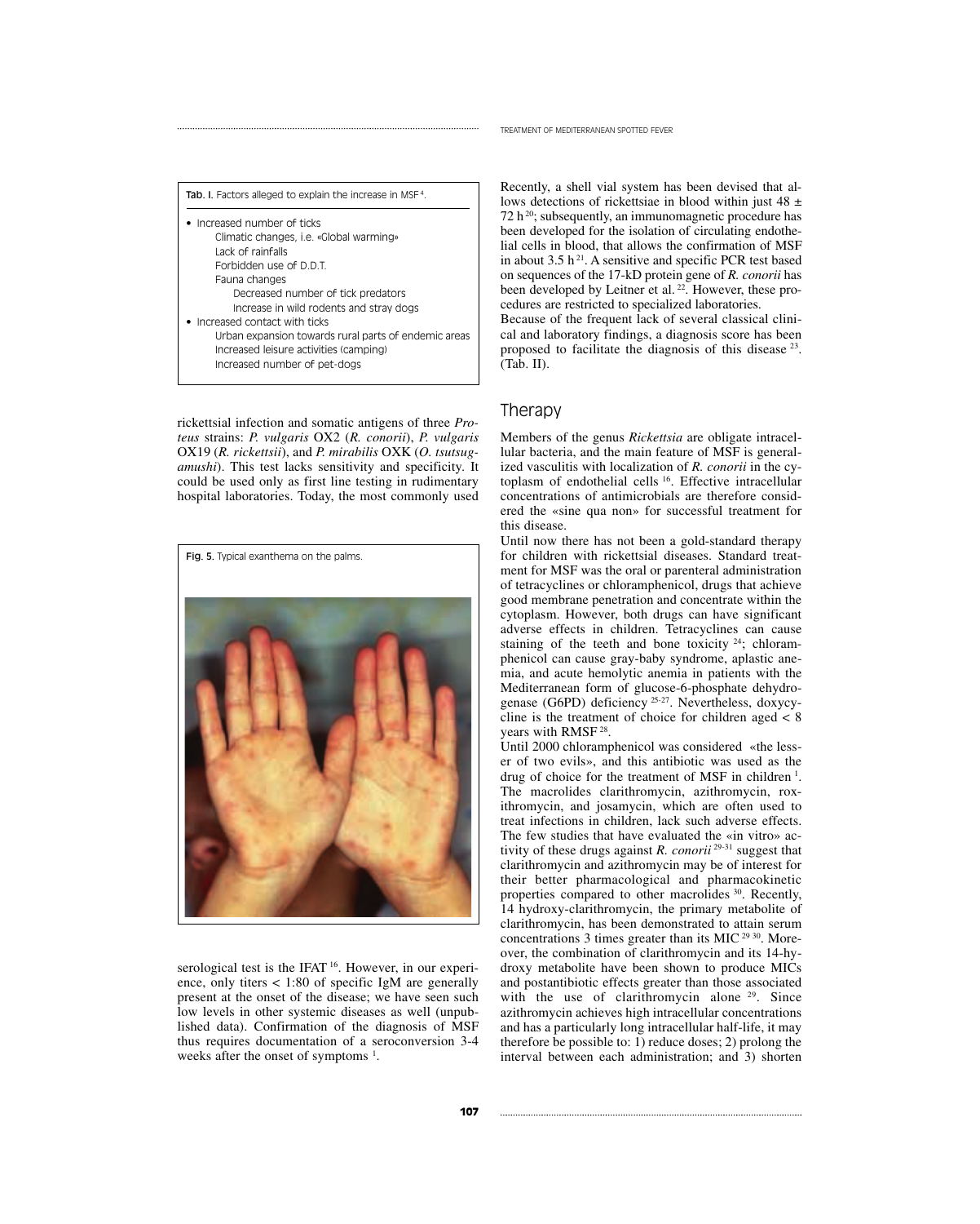Tab. I. Factors alleged to explain the increase in MSF [4].

- Increased number of ticks
  - Climatic changes, i.e. «Global warming»
  - Lack of rainfalls
  - Forbidden use of D.D.T.
  - Fauna changes
    - Decreased number of tick predators
    - Increase in wild rodents and stray dogs
- Increased contact with ticks
  - Urban expansion towards rural parts of endemic areas
  - Increased leisure activities (camping)
  - Increased number of pet-dogs

rickettsial infection and somatic antigens of three *Proteus* strains: *P. vulgaris* OX2 (*R. conorii*), *P. vulgaris* OX19 (*R. rickettsii*), and *P. mirabilis* OXK (*O. tsutsugamushi*). This test lacks sensitivity and specificity. It could be used only as first line testing in rudimentary hospital laboratories. Today, the most commonly used serological test is the IFAT [16]. However, in our experience, only titers < 1:80 of specific IgM are generally present at the onset of the disease; we have seen such low levels in other systemic diseases as well (unpublished data). Confirmation of the diagnosis of MSF thus requires documentation of a seroconversion 3-4 weeks after the onset of symptoms [1].

Fig. 5. Typical exanthema on the palms.

Recently, a shell vial system has been devised that allows detections of rickettsiae in blood within just 48 ± 72 h [20]; subsequently, an immunomagnetic procedure has been developed for the isolation of circulating endothelial cells in blood, that allows the confirmation of MSF in about 3.5 h [21]. A sensitive and specific PCR test based on sequences of the 17-kD protein gene of *R. conorii* has been developed by Leitner et al. [22]. However, these procedures are restricted to specialized laboratories.

Because of the frequent lack of several classical clinical and laboratory findings, a diagnosis score has been proposed to facilitate the diagnosis of this disease [23]. (Tab. II).

## Therapy

Members of the genus *Rickettsia* are obligate intracellular bacteria, and the main feature of MSF is generalized vasculitis with localization of *R. conorii* in the cytoplasm of endothelial cells [16]. Effective intracellular concentrations of antimicrobials are therefore considered the «sine qua non» for successful treatment for this disease.

Until now there has not been a gold-standard therapy for children with rickettsial diseases. Standard treatment for MSF was the oral or parenteral administration of tetracyclines or chloramphenicol, drugs that achieve good membrane penetration and concentrate within the cytoplasm. However, both drugs can have significant adverse effects in children. Tetracyclines can cause staining of the teeth and bone toxicity [24]; chloramphenicol can cause gray-baby syndrome, aplastic anemia, and acute hemolytic anemia in patients with the Mediterranean form of glucose-6-phosphate dehydrogenase (G6PD) deficiency [25-27]. Nevertheless, doxycycline is the treatment of choice for children aged < 8 years with RMSF [28].

Until 2000 chloramphenicol was considered «the lesser of two evils», and this antibiotic was used as the drug of choice for the treatment of MSF in children [1]. The macrolides clarithromycin, azithromycin, roxithromycin, and josamycin, which are often used to treat infections in children, lack such adverse effects. The few studies that have evaluated the «in vitro» activity of these drugs against *R. conorii* [29-31] suggest that clarithromycin and azithromycin may be of interest for their better pharmacological and pharmacokinetic properties compared to other macrolides [30]. Recently, 14 hydroxy-clarithromycin, the primary metabolite of clarithromycin, has been demonstrated to attain serum concentrations 3 times greater than its MIC [29 30]. Moreover, the combination of clarithromycin and its 14-hydroxy metabolite have been shown to produce MICs and postantibiotic effects greater than those associated with the use of clarithromycin alone [29]. Since azithromycin achieves high intracellular concentrations and has a particularly long intracellular half-life, it may therefore be possible to: 1) reduce doses; 2) prolong the interval between each administration; and 3) shorten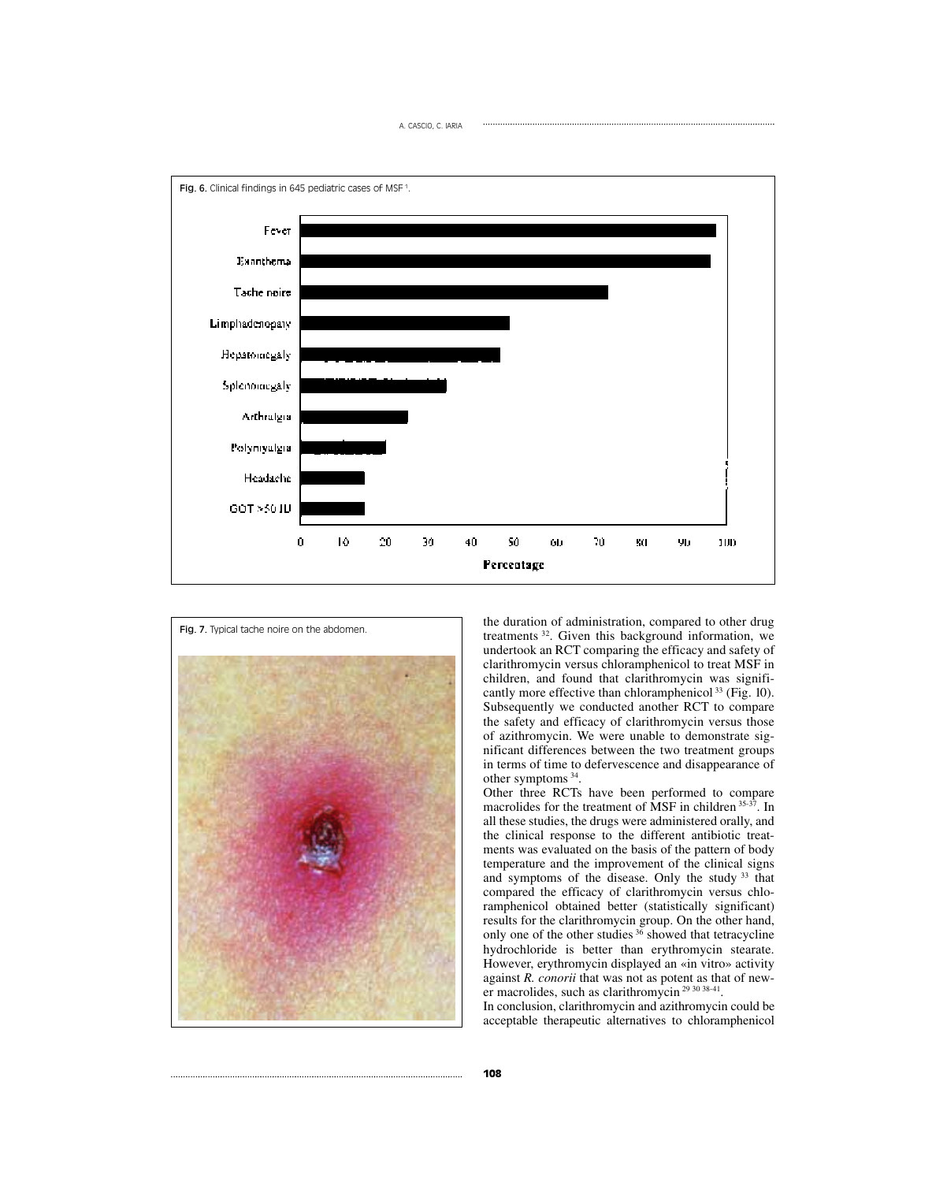Fig. 6. Clinical findings in 645 pediatric cases of MSF [1].

Fig. 7. Typical tache noire on the abdomen.

the duration of administration, compared to other drug treatments [32]. Given this background information, we undertook an RCT comparing the efficacy and safety of clarithromycin versus chloramphenicol to treat MSF in children, and found that clarithromycin was significantly more effective than chloramphenicol [33] (Fig. 10). Subsequently we conducted another RCT to compare the safety and efficacy of clarithromycin versus those of azithromycin. We were unable to demonstrate significant differences between the two treatment groups in terms of time to defervescence and disappearance of other symptoms [34].

Other three RCTs have been performed to compare macrolides for the treatment of MSF in children [35-37]. In all these studies, the drugs were administered orally, and the clinical response to the different antibiotic treatments was evaluated on the basis of the pattern of body temperature and the improvement of the clinical signs and symptoms of the disease. Only the study [33] that compared the efficacy of clarithromycin versus chloramphenicol obtained better (statistically significant) results for the clarithromycin group. On the other hand, only one of the other studies [36] showed that tetracycline hydrochloride is better than erythromycin stearate. However, erythromycin displayed an «in vitro» activity against *R. conorii* that was not as potent as that of newer macrolides, such as clarithromycin [29 30 38-41].

In conclusion, clarithromycin and azithromycin could be acceptable therapeutic alternatives to chloramphenicol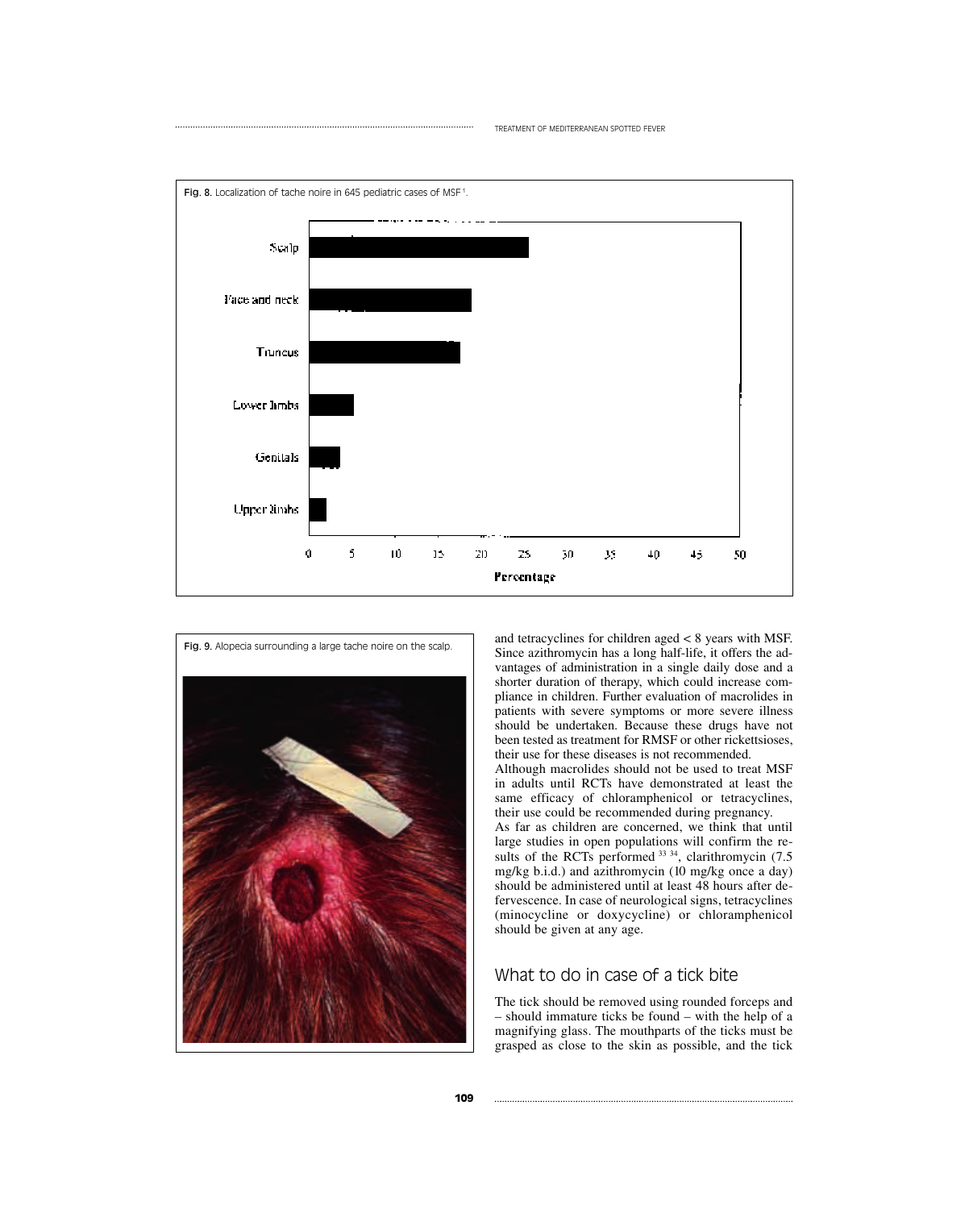Fig. 8. Localization of tache noire in 645 pediatric cases of MSF [1].

Fig. 9. Alopecia surrounding a large tache noire on the scalp.

and tetracyclines for children aged < 8 years with MSF. Since azithromycin has a long half-life, it offers the advantages of administration in a single daily dose and a shorter duration of therapy, which could increase compliance in children. Further evaluation of macrolides in patients with severe symptoms or more severe illness should be undertaken. Because these drugs have not been tested as treatment for RMSF or other rickettsioses, their use for these diseases is not recommended.

Although macrolides should not be used to treat MSF in adults until RCTs have demonstrated at least the same efficacy of chloramphenicol or tetracyclines, their use could be recommended during pregnancy.

As far as children are concerned, we think that until large studies in open populations will confirm the results of the RCTs performed [33 34], clarithromycin (7.5 mg/kg b.i.d.) and azithromycin (10 mg/kg once a day) should be administered until at least 48 hours after defervescence. In case of neurological signs, tetracyclines (minocycline or doxycycline) or chloramphenicol should be given at any age.

## What to do in case of a tick bite

The tick should be removed using rounded forceps and – should immature ticks be found – with the help of a magnifying glass. The mouthparts of the ticks must be grasped as close to the skin as possible, and the tick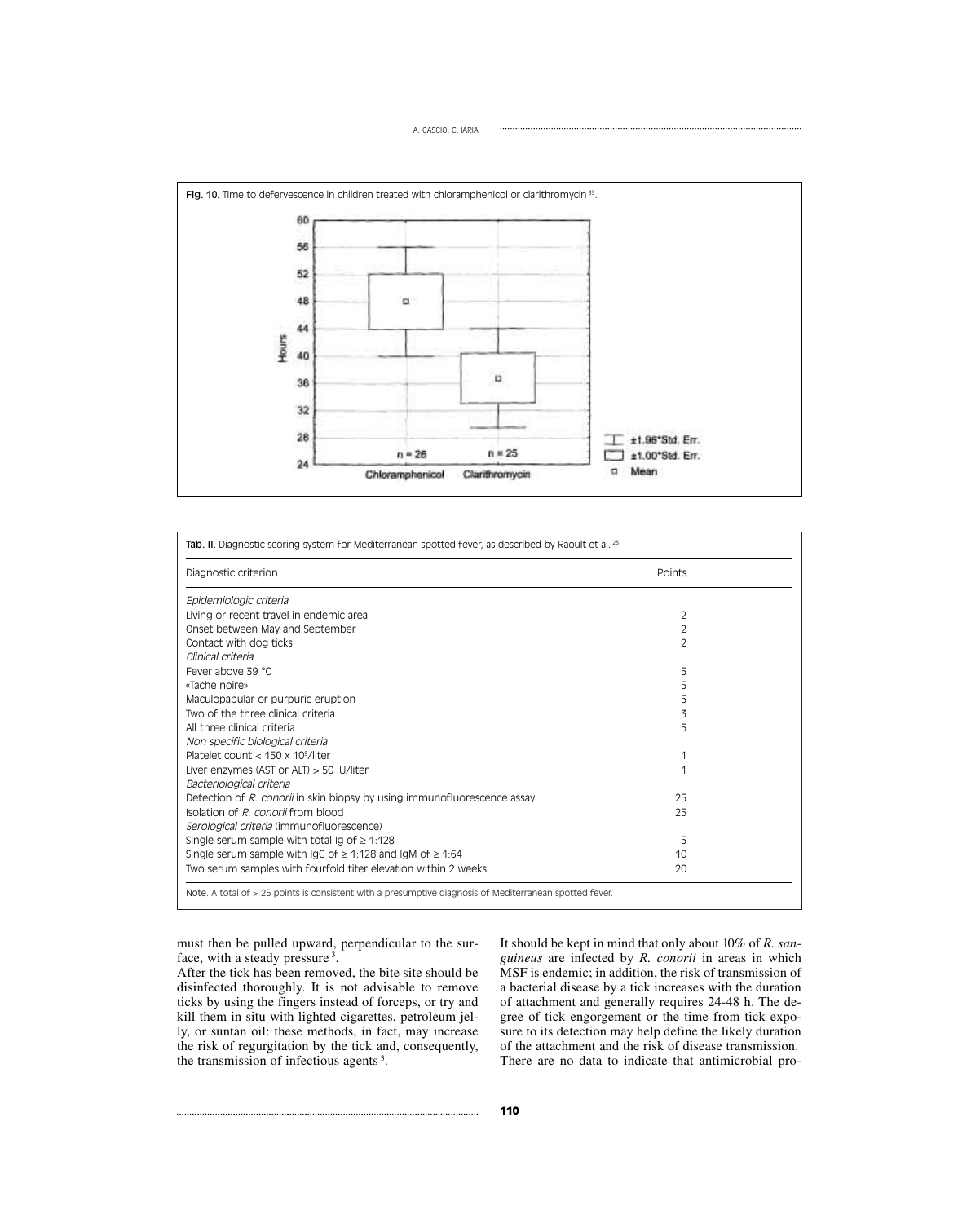Fig. 10. Time to defervescence in children treated with chloramphenicol or clarithromycin [33].

Tab. II. Diagnostic scoring system for Mediterranean spotted fever, as described by Raoult et al. [25].

| Diagnostic criterion | Points |
|---|---|
| *Epidemiologic criteria* | |
| Living or recent travel in endemic area | 2 |
| Onset between May and September | 2 |
| Contact with dog ticks | 2 |
| *Clinical criteria* | |
| Fever above 39 °C | 5 |
| «Tache noire» | 5 |
| Maculopapular or purpuric eruption | 5 |
| Two of the three clinical criteria | 3 |
| All three clinical criteria | 5 |
| *Non specific biological criteria* | |
| Platelet count < 150 x $10^9$/liter | 1 |
| Liver enzymes (AST or ALT) > 50 IU/liter | 1 |
| *Bacteriological criteria* | |
| Detection of *R. conorii* in skin biopsy by using immunofluorescence assay | 25 |
| Isolation of *R. conorii* from blood | 25 |
| *Serological criteria* (immunofluorescence) | |
| Single serum sample with total Ig of ≥ 1:128 | 5 |
| Single serum sample with IgG of ≥ 1:128 and IgM of ≥ 1:64 | 10 |
| Two serum samples with fourfold titer elevation within 2 weeks | 20 |

Note. A total of > 25 points is consistent with a presumptive diagnosis of Mediterranean spotted fever.

must then be pulled upward, perpendicular to the surface, with a steady pressure [3].

After the tick has been removed, the bite site should be disinfected thoroughly. It is not advisable to remove ticks by using the fingers instead of forceps, or try and kill them in situ with lighted cigarettes, petroleum jelly, or suntan oil: these methods, in fact, may increase the risk of regurgitation by the tick and, consequently, the transmission of infectious agents [3].

It should be kept in mind that only about 10% of *R. sanguineus* are infected by *R. conorii* in areas in which MSF is endemic; in addition, the risk of transmission of a bacterial disease by a tick increases with the duration of attachment and generally requires 24-48 h. The degree of tick engorgement or the time from tick exposure to its detection may help define the likely duration of the attachment and the risk of disease transmission. There are no data to indicate that antimicrobial pro-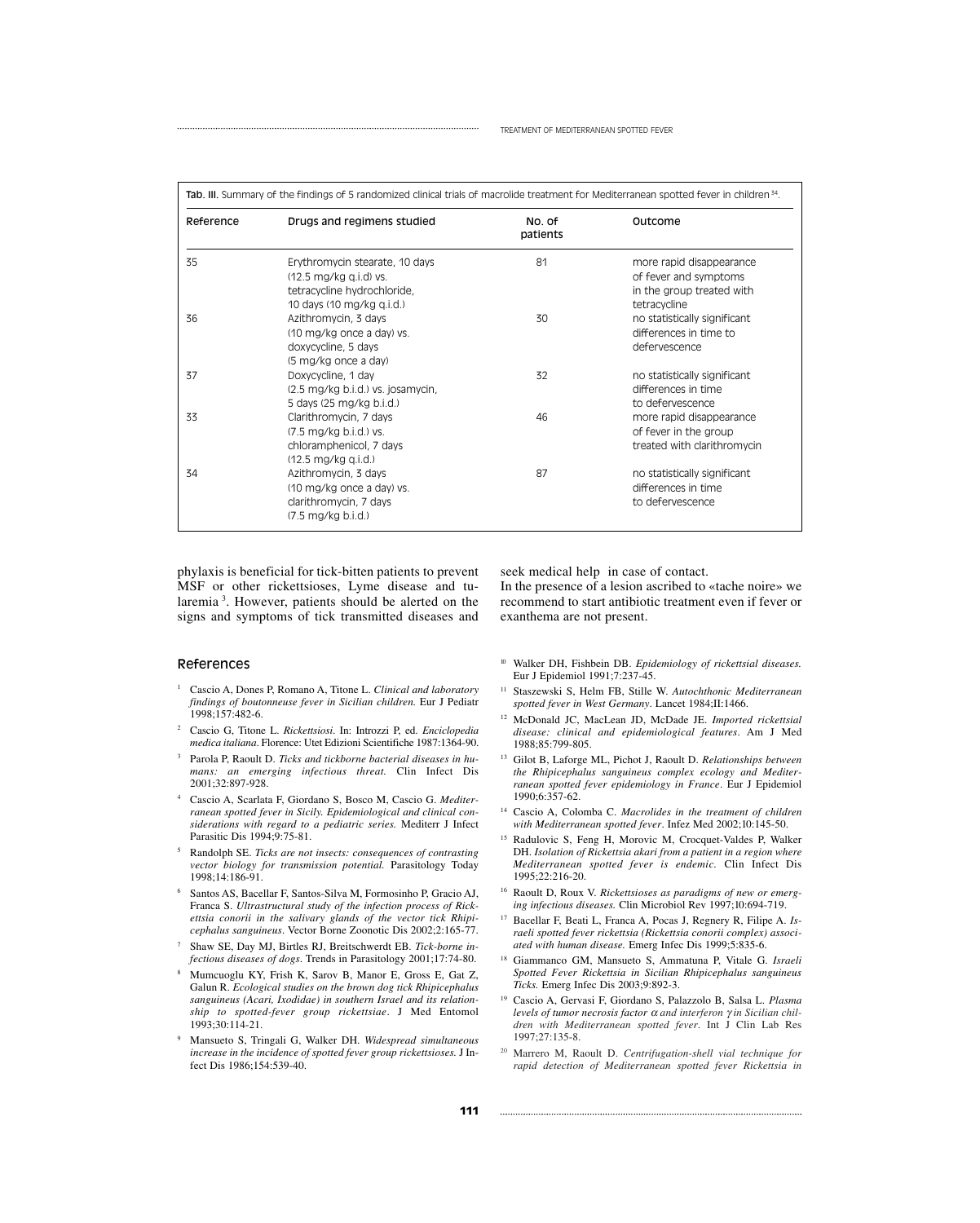Tab. III. Summary of the findings of 5 randomized clinical trials of macrolide treatment for Mediterranean spotted fever in children [34].

| Reference | Drugs and regimens studied | No. of patients | Outcome |
|---|---|---|---|
| 35 | Erythromycin stearate, 10 days (12.5 mg/kg q.i.d) vs. tetracycline hydrochloride, 10 days (10 mg/kg q.i.d.) | 81 | more rapid disappearance of fever and symptoms in the group treated with tetracycline |
| 36 | Azithromycin, 3 days (10 mg/kg once a day) vs. doxycycline, 5 days (5 mg/kg once a day) | 30 | no statistically significant differences in time to defervescence |
| 37 | Doxycycline, 1 day (2.5 mg/kg b.i.d.) vs. josamycin, 5 days (25 mg/kg b.i.d.) | 32 | no statistically significant differences in time to defervescence |
| 33 | Clarithromycin, 7 days (7.5 mg/kg b.i.d.) vs. chloramphenicol, 7 days (12.5 mg/kg q.i.d.) | 46 | more rapid disappearance of fever in the group treated with clarithromycin |
| 34 | Azithromycin, 3 days (10 mg/kg once a day) vs. clarithromycin, 7 days (7.5 mg/kg b.i.d.) | 87 | no statistically significant differences in time to defervescence |

phylaxis is beneficial for tick-bitten patients to prevent MSF or other rickettsioses, Lyme disease and tularemia [3]. However, patients should be alerted on the signs and symptoms of tick transmitted diseases and seek medical help in case of contact.

In the presence of a lesion ascribed to «tache noire» we recommend to start antibiotic treatment even if fever or exanthema are not present.

## References

1. Cascio A, Dones P, Romano A, Titone L. *Clinical and laboratory findings of boutonneuse fever in Sicilian children.* Eur J Pediatr 1998;157:482-6.
2. Cascio G, Titone L. *Rickettsiosi*. In: Introzzi P, ed. *Enciclopedia medica italiana*. Florence: Utet Edizioni Scientifiche 1987:1364-90.
3. Parola P, Raoult D. *Ticks and tickborne bacterial diseases in humans: an emerging infectious threat.* Clin Infect Dis 2001;32:897-928.
4. Cascio A, Scarlata F, Giordano S, Bosco M, Cascio G. *Mediterranean spotted fever in Sicily. Epidemiological and clinical considerations with regard to a pediatric series.* Mediterr J Infect Parasitic Dis 1994;9:75-81.
5. Randolph SE. *Ticks are not insects: consequences of contrasting vector biology for transmission potential.* Parasitology Today 1998;14:186-91.
6. Santos AS, Bacellar F, Santos-Silva M, Formosinho P, Gracio AJ, Franca S. *Ultrastructural study of the infection process of Rickettsia conorii in the salivary glands of the vector tick Rhipicephalus sanguineus*. Vector Borne Zoonotic Dis 2002;2:165-77.
7. Shaw SE, Day MJ, Birtles RJ, Breitschwerdt EB. *Tick-borne infectious diseases of dogs*. Trends in Parasitology 2001;17:74-80.
8. Mumcuoglu KY, Frish K, Sarov B, Manor E, Gross E, Gat Z, Galun R. *Ecological studies on the brown dog tick Rhipicephalus sanguineus (Acari, Ixodidae) in southern Israel and its relationship to spotted-fever group rickettsiae*. J Med Entomol 1993;30:114-21.
9. Mansueto S, Tringali G, Walker DH. *Widespread simultaneous increase in the incidence of spotted fever group rickettsioses.* J Infect Dis 1986;154:539-40.
10. Walker DH, Fishbein DB. *Epidemiology of rickettsial diseases.* Eur J Epidemiol 1991;7:237-45.
11. Staszewski S, Helm FB, Stille W. *Autochthonic Mediterranean spotted fever in West Germany*. Lancet 1984;II:1466.
12. McDonald JC, MacLean JD, McDade JE. *Imported rickettsial disease: clinical and epidemiological features*. Am J Med 1988;85:799-805.
13. Gilot B, Laforge ML, Pichot J, Raoult D. *Relationships between the Rhipicephalus sanguineus complex ecology and Mediterranean spotted fever epidemiology in France*. Eur J Epidemiol 1990;6:357-62.
14. Cascio A, Colomba C. *Macrolides in the treatment of children with Mediterranean spotted fever*. Infez Med 2002;10:145-50.
15. Radulovic S, Feng H, Morovic M, Crocquet-Valdes P, Walker DH. *Isolation of Rickettsia akari from a patient in a region where Mediterranean spotted fever is endemic*. Clin Infect Dis 1995;22:216-20.
16. Raoult D, Roux V. *Rickettsioses as paradigms of new or emerging infectious diseases.* Clin Microbiol Rev 1997;10:694-719.
17. Bacellar F, Beati L, Franca A, Pocas J, Regnery R, Filipe A. *Israeli spotted fever rickettsia (Rickettsia conorii complex) associated with human disease.* Emerg Infec Dis 1999;5:835-6.
18. Giammanco GM, Mansueto S, Ammatuna P, Vitale G. *Israeli Spotted Fever Rickettsia in Sicilian Rhipicephalus sanguineus Ticks.* Emerg Infec Dis 2003;9:892-3.
19. Cascio A, Gervasi F, Giordano S, Palazzolo B, Salsa L. *Plasma levels of tumor necrosis factor $\alpha$ and interferon $\gamma$ in Sicilian children with Mediterranean spotted fever*. Int J Clin Lab Res 1997;27:135-8.
20. Marrero M, Raoult D. *Centrifugation-shell vial technique for rapid detection of Mediterranean spotted fever Rickettsia in*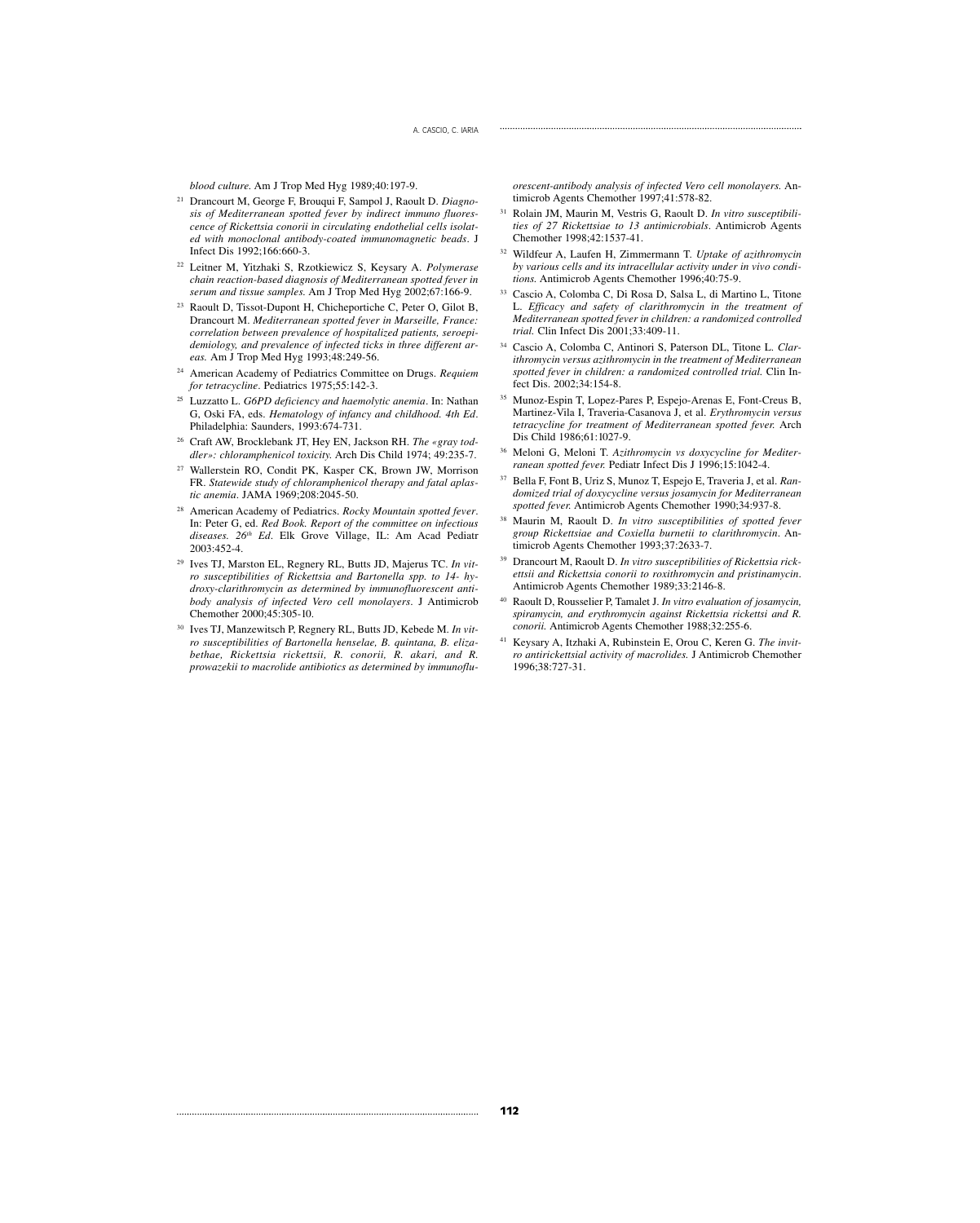*blood culture.* Am J Trop Med Hyg 1989;40:197-9.

21. Drancourt M, George F, Brouqui F, Sampol J, Raoult D. *Diagnosis of Mediterranean spotted fever by indirect immuno fluorescence of Rickettsia conorii in circulating endothelial cells isolated with monoclonal antibody-coated immunomagnetic beads*. J Infect Dis 1992;166:660-3.
22. Leitner M, Yitzhaki S, Rzotkiewicz S, Keysary A. *Polymerase chain reaction-based diagnosis of Mediterranean spotted fever in serum and tissue samples.* Am J Trop Med Hyg 2002;67:166-9.
23. Raoult D, Tissot-Dupont H, Chicheportiche C, Peter O, Gilot B, Drancourt M. *Mediterranean spotted fever in Marseille, France: correlation between prevalence of hospitalized patients, seroepidemiology, and prevalence of infected ticks in three different areas.* Am J Trop Med Hyg 1993;48:249-56.
24. American Academy of Pediatrics Committee on Drugs. *Requiem for tetracycline*. Pediatrics 1975;55:142-3.
25. Luzzatto L. *G6PD deficiency and haemolytic anemia*. In: Nathan G, Oski FA, eds. *Hematology of infancy and childhood. 4th Ed*. Philadelphia: Saunders, 1993:674-731.
26. Craft AW, Brocklebank JT, Hey EN, Jackson RH. *The «gray toddler»: chloramphenicol toxicity.* Arch Dis Child 1974; 49:235-7.
27. Wallerstein RO, Condit PK, Kasper CK, Brown JW, Morrison FR. *Statewide study of chloramphenicol therapy and fatal aplastic anemia*. JAMA 1969;208:2045-50.
28. American Academy of Pediatrics. *Rocky Mountain spotted fever*. In: Peter G, ed. *Red Book. Report of the committee on infectious diseases. 26th Ed*. Elk Grove Village, IL: Am Acad Pediatr 2003:452-4.
29. Ives TJ, Marston EL, Regnery RL, Butts JD, Majerus TC. *In vitro susceptibilities of Rickettsia and Bartonella spp. to 14- hydroxy-clarithromycin as determined by immunofluorescent antibody analysis of infected Vero cell monolayers*. J Antimicrob Chemother 2000;45:305-10.
30. Ives TJ, Manzewitsch P, Regnery RL, Butts JD, Kebede M. *In vitro susceptibilities of Bartonella henselae, B. quintana, B. elizabethae, Rickettsia rickettsii, R. conorii, R. akari, and R. prowazekii to macrolide antibiotics as determined by immunofluorescent-antibody analysis of infected Vero cell monolayers.* Antimicrob Agents Chemother 1997;41:578-82.
31. Rolain JM, Maurin M, Vestris G, Raoult D. *In vitro susceptibilities of 27 Rickettsiae to 13 antimicrobials*. Antimicrob Agents Chemother 1998;42:1537-41.
32. Wildfeur A, Laufen H, Zimmermann T. *Uptake of azithromycin by various cells and its intracellular activity under in vivo conditions.* Antimicrob Agents Chemother 1996;40:75-9.
33. Cascio A, Colomba C, Di Rosa D, Salsa L, di Martino L, Titone L. *Efficacy and safety of clarithromycin in the treatment of Mediterranean spotted fever in children: a randomized controlled trial.* Clin Infect Dis 2001;33:409-11.
34. Cascio A, Colomba C, Antinori S, Paterson DL, Titone L. *Clarithromycin versus azithromycin in the treatment of Mediterranean spotted fever in children: a randomized controlled trial.* Clin Infect Dis. 2002;34:154-8.
35. Munoz-Espin T, Lopez-Pares P, Espejo-Arenas E, Font-Creus B, Martinez-Vila I, Traveria-Casanova J, et al. *Erythromycin versus tetracycline for treatment of Mediterranean spotted fever.* Arch Dis Child 1986;61:1027-9.
36. Meloni G, Meloni T. *Azithromycin vs doxycycline for Mediterranean spotted fever.* Pediatr Infect Dis J 1996;15:1042-4.
37. Bella F, Font B, Uriz S, Munoz T, Espejo E, Traveria J, et al. *Randomized trial of doxycycline versus josamycin for Mediterranean spotted fever.* Antimicrob Agents Chemother 1990;34:937-8.
38. Maurin M, Raoult D. *In vitro susceptibilities of spotted fever group Rickettsiae and Coxiella burnetii to clarithromycin*. Antimicrob Agents Chemother 1993;37:2633-7.
39. Drancourt M, Raoult D. *In vitro susceptibilities of Rickettsia rickettsii and Rickettsia conorii to roxithromycin and pristinamycin*. Antimicrob Agents Chemother 1989;33:2146-8.
40. Raoult D, Rousselier P, Tamalet J. *In vitro evaluation of josamycin, spiramycin, and erythromycin against Rickettsia rickettsi and R. conorii.* Antimicrob Agents Chemother 1988;32:255-6.
41. Keysary A, Itzhaki A, Rubinstein E, Orou C, Keren G. *The invitro antirickettsial activity of macrolides.* J Antimicrob Chemother 1996;38:727-31.